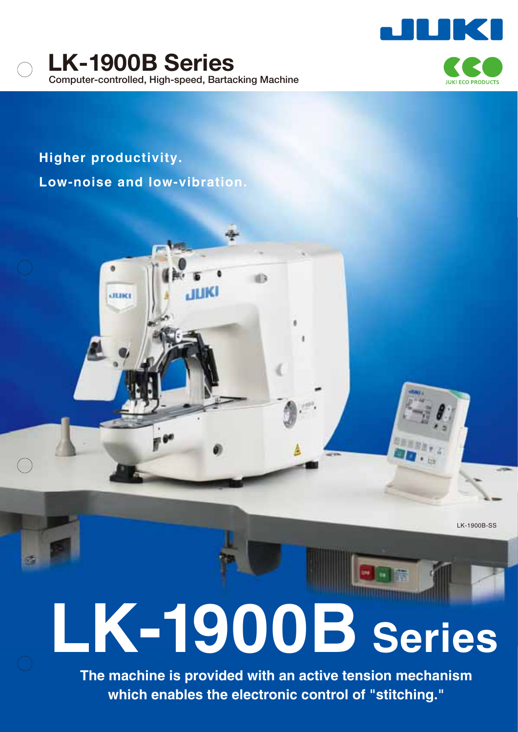# LK-1900B Series

Computer-controlled, High-speed, Bartacking Machine

JUKI ECO PRODUCTS

**Higher productivity.**

**Low-noise and low-vibration.**

LK-1900B-SS

# LK-1900B Series

**The machine is provided with an active tension mechanism which enables the electronic control of "stitching."**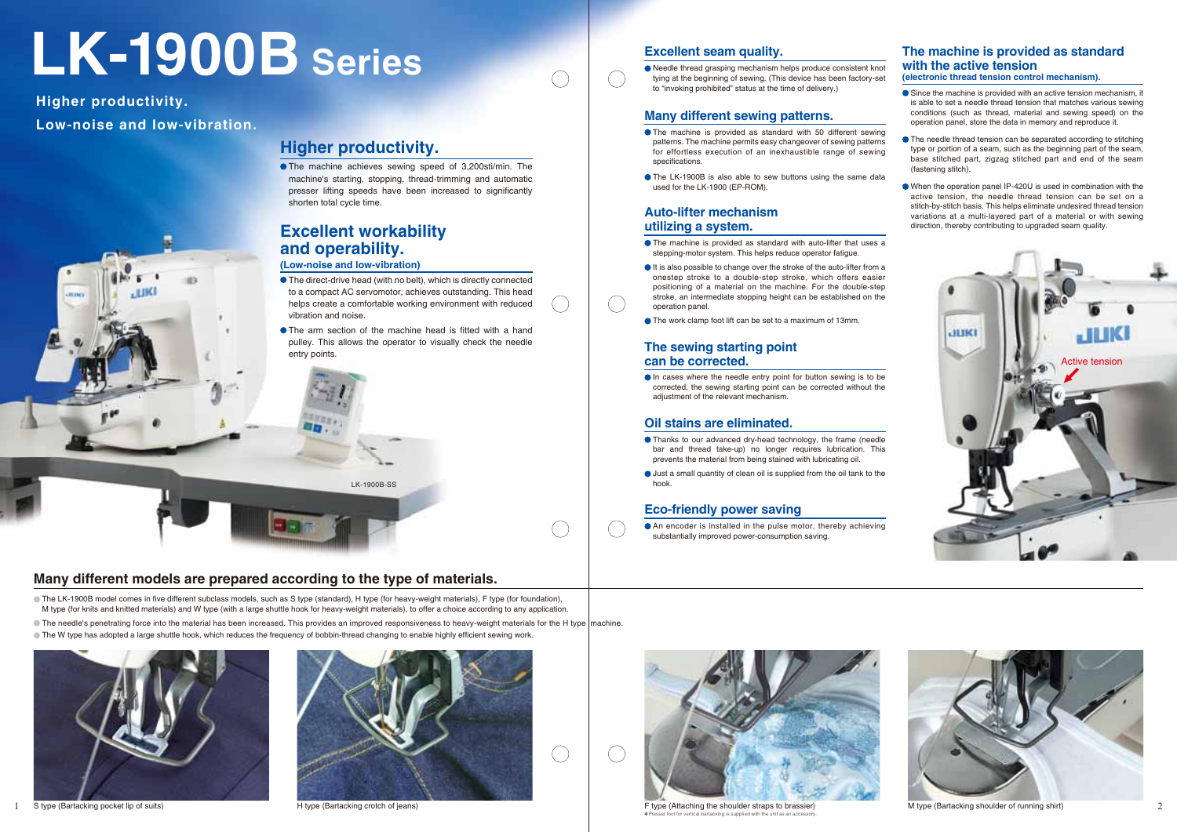# LK-1900B Series

**Higher productivity.**
**Low-noise and low-vibration.**

## Higher productivity.

- The machine achieves sewing speed of 3,200sti/min. The machine's starting, stopping, thread-trimming and automatic presser lifting speeds have been increased to significantly shorten total cycle time.

## Excellent workability and operability.

**(Low-noise and low-vibration)**

- The direct-drive head (with no belt), which is directly connected to a compact AC servomotor, achieves outstanding. This head helps create a comfortable working environment with reduced vibration and noise.
- The arm section of the machine head is fitted with a hand pulley. This allows the operator to visually check the needle entry points.

LK-1900B-SS

## Excellent seam quality.

- Needle thread grasping mechanism helps produce consistent knot tying at the beginning of sewing. (This device has been factory-set to "invoking prohibited" status at the time of delivery.)

## Many different sewing patterns.

- The machine is provided as standard with 50 different sewing patterns. The machine permits easy changeover of sewing patterns for effortless execution of an inexhaustible range of sewing specifications.
- The LK-1900B is also able to sew buttons using the same data used for the LK-1900 (EP-ROM).

## Auto-lifter mechanism utilizing a system.

- The machine is provided as standard with auto-lifter that uses a stepping-motor system. This helps reduce operator fatigue.
- It is also possible to change over the stroke of the auto-lifter from a onestep stroke to a double-step stroke, which offers easier positioning of a material on the machine. For the double-step stroke, an intermediate stopping height can be established on the operation panel.
- The work clamp foot lift can be set to a maximum of 13mm.

## The sewing starting point can be corrected.

- In cases where the needle entry point for button sewing is to be corrected, the sewing starting point can be corrected without the adjustment of the relevant mechanism.

## Oil stains are eliminated.

- Thanks to our advanced dry-head technology, the frame (needle bar and thread take-up) no longer requires lubrication. This prevents the material from being stained with lubricating oil.
- Just a small quantity of clean oil is supplied from the oil tank to the hook.

## Eco-friendly power saving

- An encoder is installed in the pulse motor, thereby achieving substantially improved power-consumption saving.

## The machine is provided as standard with the active tension

**(electronic thread tension control mechanism).**

- Since the machine is provided with an active tension mechanism, it is able to set a needle thread tension that matches various sewing conditions (such as thread, material and sewing speed) on the operation panel, store the data in memory and reproduce it.
- The needle thread tension can be separated according to stitching type or portion of a seam, such as the beginning part of the seam, base stitched part, zigzag stitched part and end of the seam (fastening stitch).
- When the operation panel IP-420U is used in combination with the active tension, the needle thread tension can be set on a stitch-by-stitch basis. This helps eliminate undesired thread tension variations at a multi-layered part of a material or with sewing direction, thereby contributing to upgraded seam quality.

Active tension

## Many different models are prepared according to the type of materials.

- The LK-1900B model comes in five different subclass models, such as S type (standard), H type (for heavy-weight materials), F type (for foundation), M type (for knits and knitted materials) and W type (with a large shuttle hook for heavy-weight materials), to offer a choice according to any application.
- The needle's penetrating force into the material has been increased. This provides an improved responsiveness to heavy-weight materials for the H type machine.
- The W type has adopted a large shuttle hook, which reduces the frequency of bobbin-thread changing to enable highly efficient sewing work.

S type (Bartacking pocket lip of suits)

H type (Bartacking crotch of jeans)

F type (Attaching the shoulder straps to brassier)
* Presser foot for vertical bartacking is supplied with the unit as an accessory.

M type (Bartacking shoulder of running shirt)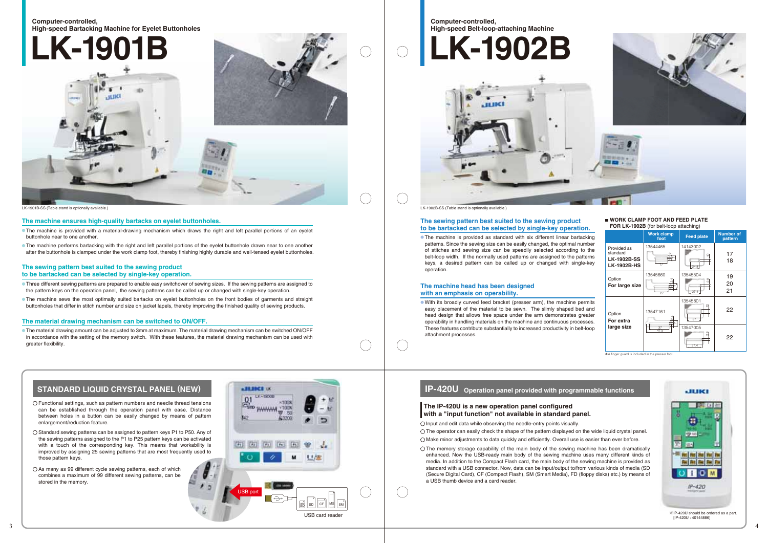Computer-controlled, High-speed Bartacking Machine for Eyelet Buttonholes

# LK-1901B

LK-1901B-SS (Table stand is optionally available.)

## The machine ensures high-quality bartacks on eyelet buttonholes.

- The machine is provided with a material-drawing mechanism which draws the right and left parallel portions of an eyelet buttonhole near to one another.
- The machine performs bartacking with the right and left parallel portions of the eyelet buttonhole drawn near to one another after the buttonhole is clamped under the work clamp foot, thereby finishing highly durable and well-tensed eyelet buttonholes.

## The sewing pattern best suited to the sewing product to be bartacked can be selected by single-key operation.

- Three different sewing patterns are prepared to enable easy switchover of sewing sizes. If the sewing patterns are assigned to the pattern keys on the operation panel, the sewing patterns can be called up or changed with single-key operation.
- The machine sews the most optimally suited bartacks on eyelet buttonholes on the front bodies of garments and straight buttonholes that differ in stitch number and size on jacket lapels, thereby improving the finished quality of sewing products.

## The material drawing mechanism can be switched to ON/OFF.

- The material drawing amount can be adjusted to 3mm at maximum. The material drawing mechanism can be switched ON/OFF in accordance with the setting of the memory switch. With these features, the material drawing mechanism can be used with greater flexibility.

## STANDARD LIQUID CRYSTAL PANEL (NEW)

- Functional settings, such as pattern numbers and needle thread tensions can be established through the operation panel with ease. Distance between holes in a button can be easily changed by means of pattern enlargement/reduction feature.
- Standard sewing patterns can be assigned to pattern keys P1 to P50. Any of the sewing patterns assigned to the P1 to P25 pattern keys can be activated with a touch of the corresponding key. This means that workability is improved by assigning 25 sewing patterns that are most frequently used to those pattern keys.
- As many as 99 different cycle sewing patterns, each of which combines a maximum of 99 different sewing patterns, can be stored in the memory.

USB port

USB card reader

Computer-controlled, High-speed Belt-loop-attaching Machine

# LK-1902B

LK-1902B-SS (Table stand is optionally available.)

## The sewing pattern best suited to the sewing product to be bartacked can be selected by single-key operation.

- The machine is provided as standard with six different linear bartacking patterns. Since the sewing size can be easily changed, the optimal number of stitches and sewing size can be speedily selected according to the belt-loop width. If the normally used patterns are assigned to the patterns keys, a desired pattern can be called up or changed with single-key operation.

## The machine head has been designed with an emphasis on operability.

- With its broadly curved feed bracket (presser arm), the machine permits easy placement of the material to be sewn. The slimly shaped bed and head design that allows free space under the arm demonstrates greater operability in handling materials on the machine and continuous processes. These features contribute substantially to increased productivity in belt-loop attachment processes.

### WORK CLAMP FOOT AND FEED PLATE FOR LK-1902B (for belt-loop attaching)

| | Work clamp foot | Feed plate | Number of pattern |
|---|---|---|---|
| Provided as standard **LK-1902B-SS LK-1902B-HS** | 13544465 | 14143002 | 17 18 |
| Option **For large size** | 13545660 | 13545504 | 19 20 21 |
| Option **For extra large size** | 13547161 | 13545801 | 22 |
| | | 13547005 | 22 |

※A finger guard is included in the presser foot.

## IP-420U Operation panel provided with programmable functions

### The IP-420U is a new operation panel configured with a "input function" not available in standard panel.

- Input and edit data while observing the needle-entry points visually.
- The operator can easily check the shape of the pattern displayed on the wide liquid crystal panel.
- Make minor adjustments to data quickly and efficiently. Overall use is easier than ever before.
- The memory storage capability of the main body of the sewing machine has been dramatically enhanced. Now the USB-ready main body of the sewing machine uses many different kinds of media. In addition to the Compact Flash card, the main body of the sewing machine is provided as standard with a USB connector. Now, data can be input/output to/from various kinds of media (SD (Secure Digital Card), CF (Compact Flash), SM (Smart Media), FD (floppy disks) etc.) by means of a USB thumb device and a card reader.

※IP-420U should be ordered as a part. [IP-420U : 40144886]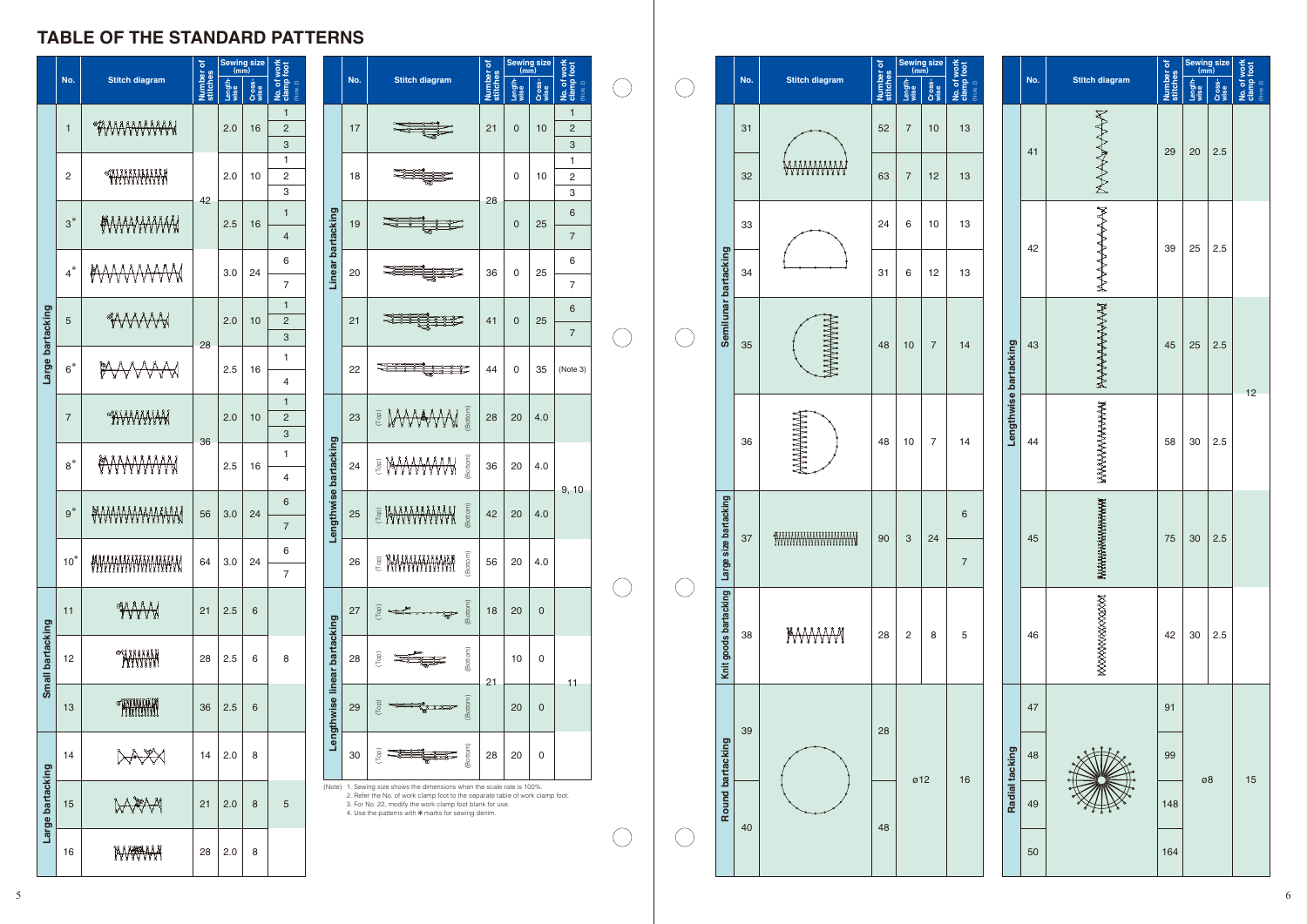# TABLE OF THE STANDARD PATTERNS

| | No. | Stitch diagram | Number of stitches | Sewing size (mm) Lengthwise | Sewing size (mm) Crosswise | No. of work clamp foot (Note 2) |
|---|---|---|---|---|---|---|
| Large bartacking | 1 | | 42 | 2.0 | 16 | 1, 2, 3 |
| | 2 | | 42 | 2.0 | 10 | 1, 2, 3 |
| | 3* | | 42 | 2.5 | 16 | 1, 4 |
| | 4* | | 42 | 3.0 | 24 | 6, 7 |
| | 5 | | 28 | 2.0 | 10 | 1, 2, 3 |
| | 6* | | 28 | 2.5 | 16 | 1, 4 |
| | 7 | | 36 | 2.0 | 10 | 1, 2, 3 |
| | 8* | | 36 | 2.5 | 16 | 1, 4 |
| | 9* | | 56 | 3.0 | 24 | 6, 7 |
| | 10* | | 64 | 3.0 | 24 | 6, 7 |
| Small bartacking | 11 | | 21 | 2.5 | 6 | 8 |
| | 12 | | 28 | 2.5 | 6 | 8 |
| | 13 | | 36 | 2.5 | 6 | 8 |
| Large bartacking | 14 | | 14 | 2.0 | 8 | 5 |
| | 15 | | 21 | 2.0 | 8 | 5 |
| | 16 | | 28 | 2.0 | 8 | 5 |
| Linear bartacking | 17 | | 21 | 0 | 10 | 1, 2, 3 |
| | 18 | | 28 | 0 | 10 | 1, 2, 3 |
| | 19 | | 28 | 0 | 25 | 6, 7 |
| | 20 | | 36 | 0 | 25 | 6, 7 |
| | 21 | | 41 | 0 | 25 | 6, 7 |
| | 22 | | 44 | 0 | 35 | (Note 3) |
| Lengthwise bartacking | 23 | (Top) (Bottom) | 28 | 20 | 4.0 | 9, 10 |
| | 24 | (Top) (Bottom) | 36 | 20 | 4.0 | 9, 10 |
| | 25 | (Top) (Bottom) | 42 | 20 | 4.0 | 9, 10 |
| | 26 | (Top) (Bottom) | 56 | 20 | 4.0 | 9, 10 |
| Lengthwise linear bartacking | 27 | (Top) (Bottom) | 18 | 20 | 0 | 11 |
| | 28 | (Top) (Bottom) | 21 | 10 | 0 | 11 |
| | 29 | (Top) (Bottom) | 21 | 20 | 0 | 11 |
| | 30 | (Top) (Bottom) | 28 | 20 | 0 | 11 |

(Note)
1. Sewing size shows the dimensions when the scale rate is 100%.
2. Refer the No. of work clamp foot to the separate table of work clamp foot.
3. For No. 22, modify the work clamp foot blank for use.
4. Use the patterns with * marks for sewing denim.

| | No. | Stitch diagram | Number of stitches | Sewing size (mm) Lengthwise | Sewing size (mm) Crosswise | No. of work clamp foot (Note 2) |
|---|---|---|---|---|---|---|
| Semilunar bartacking | 31 | | 52 | 7 | 10 | 13 |
| | 32 | | 63 | 7 | 12 | 13 |
| | 33 | | 24 | 6 | 10 | 13 |
| | 34 | | 31 | 6 | 12 | 13 |
| | 35 | | 48 | 10 | 7 | 14 |
| | 36 | | 48 | 10 | 7 | 14 |
| Large size bartacking | 37 | | 90 | 3 | 24 | 6, 7 |
| Knit goods bartacking | 38 | | 28 | 2 | 8 | 5 |
| Round bartacking | 39 | | 28 | ø12 | | 16 |
| | 40 | | 48 | ø12 | | 16 |

| | No. | Stitch diagram | Number of stitches | Sewing size (mm) Lengthwise | Sewing size (mm) Crosswise | No. of work clamp foot (Note 2) |
|---|---|---|---|---|---|---|
| Lengthwise bartacking | 41 | | 29 | 20 | 2.5 | 12 |
| | 42 | | 39 | 25 | 2.5 | 12 |
| | 43 | | 45 | 25 | 2.5 | 12 |
| | 44 | | 58 | 30 | 2.5 | 12 |
| | 45 | | 75 | 30 | 2.5 | 12 |
| | 46 | | 42 | 30 | 2.5 | 12 |
| Radial tacking | 47 | | 91 | ø8 | | 15 |
| | 48 | | 99 | ø8 | | 15 |
| | 49 | | 148 | ø8 | | 15 |
| | 50 | | 164 | ø8 | | 15 |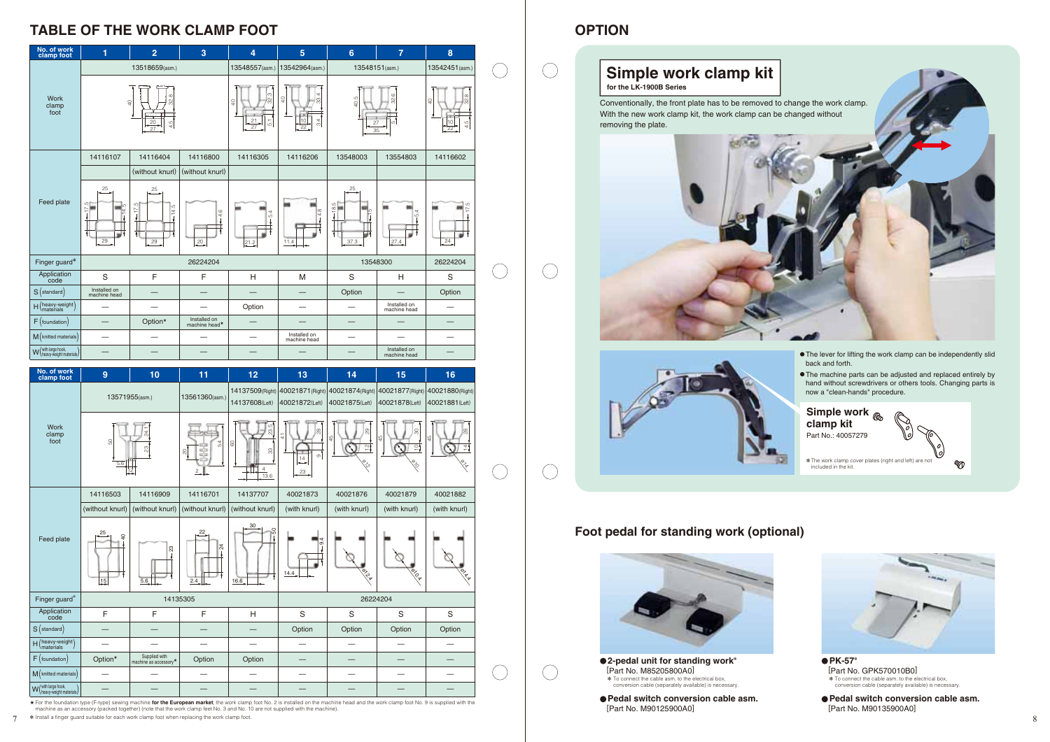## TABLE OF THE WORK CLAMP FOOT

| No. of work clamp foot | 1 | 2 | 3 | 4 | 5 | 6 | 7 | 8 |
|---|---|---|---|---|---|---|---|---|
| Work clamp foot | 13518659(asm.) | | | 13548557(asm.) | 13542964(asm.) | 13548151(asm.) | | 13542451(asm.) |
| Feed plate | 14116107 | 14116404 (without knurl) | 14116800 (without knurl) | 14116305 | 14116206 | 13548003 | 13554803 | 14116602 |
| Finger guard* | 26224204 | | | | | 13548300 | | 26224204 |
| Application code | S | F | F | H | M | S | H | S |
| S (standard) | Installed on machine head | — | — | — | — | Option | — | Option |
| H (heavy-weight materials) | — | — | — | Option | — | — | Installed on machine head | — |
| F (foundation) | — | Option* | Installed on machine head* | — | — | — | — | — |
| M (knitted materials) | — | — | — | — | Installed on machine head | — | — | — |
| W (with large hook, heavy-weight materials) | — | — | — | — | — | — | Installed on machine head | — |

| No. of work clamp foot | 9 | 10 | 11 | 12 | 13 | 14 | 15 | 16 |
|---|---|---|---|---|---|---|---|---|
| Work clamp foot | 13571955(asm.) | | 13561360(asm.) | 14137509(Right) 14137608(Left) | 40021871(Right) 40021872(Left) | 40021874(Right) 40021875(Left) | 40021877(Right) 40021878(Left) | 40021880(Right) 40021881(Left) |
| Feed plate | 14116503 (without knurl) | 14116909 (without knurl) | 14116701 (without knurl) | 14137707 (without knurl) | 40021873 (with knurl) | 40021876 (with knurl) | 40021879 (with knurl) | 40021882 (with knurl) |
| Finger guard* | 14135305 | | | | 26224204 | | | |
| Application code | F | F | F | H | S | S | S | S |
| S (standard) | — | — | — | — | Option | Option | Option | Option |
| H (heavy-weight materials) | — | — | — | — | — | — | — | — |
| F (foundation) | Option* | Supplied with machine as accessory* | Option | Option | — | — | — | — |
| M (knitted materials) | — | — | — | — | — | — | — | — |
| W (with large hook, heavy-weight materials) | — | — | — | — | — | — | — | — |

★ For the foundation type (F-type) sewing machine **for the European market**, the work clamp foot No. 2 is installed on the machine head and the work clamp foot No. 9 is supplied with the machine as an accessory (packed together) (note that the work clamp feet No. 3 and No. 10 are not supplied with the machine).

✻ Install a finger guard suitable for each work clamp foot when replacing the work clamp.

## OPTION

### Simple work clamp kit

for the LK-1900B Series

Conventionally, the front plate has to be removed to change the work clamp. With the new work clamp kit, the work clamp can be changed without removing the plate.

- The lever for lifting the work clamp can be independently slid back and forth.
- The machine parts can be adjusted and replaced entirely by hand without screwdrivers or others tools. Changing parts is now a "clean-hands" procedure.

**Simple work clamp kit**
Part No.: 40057279

✻ The work clamp cover plates (right and left) are not included in the kit.

### Foot pedal for standing work (optional)

- **2-pedal unit for standing work***
  [Part No. M85205800A0]
  ✻ To connect the cable asm. to the electrical box, conversion cable (separately available) is necessary.
- **Pedal switch conversion cable asm.**
  [Part No. M90125900A0]
- **PK-57***
  [Part No. GPK570010B0]
  ✻ To connect the cable asm. to the electrical box, conversion cable (separately available) is necessary.
- **Pedal switch conversion cable asm.**
  [Part No. M90135900A0]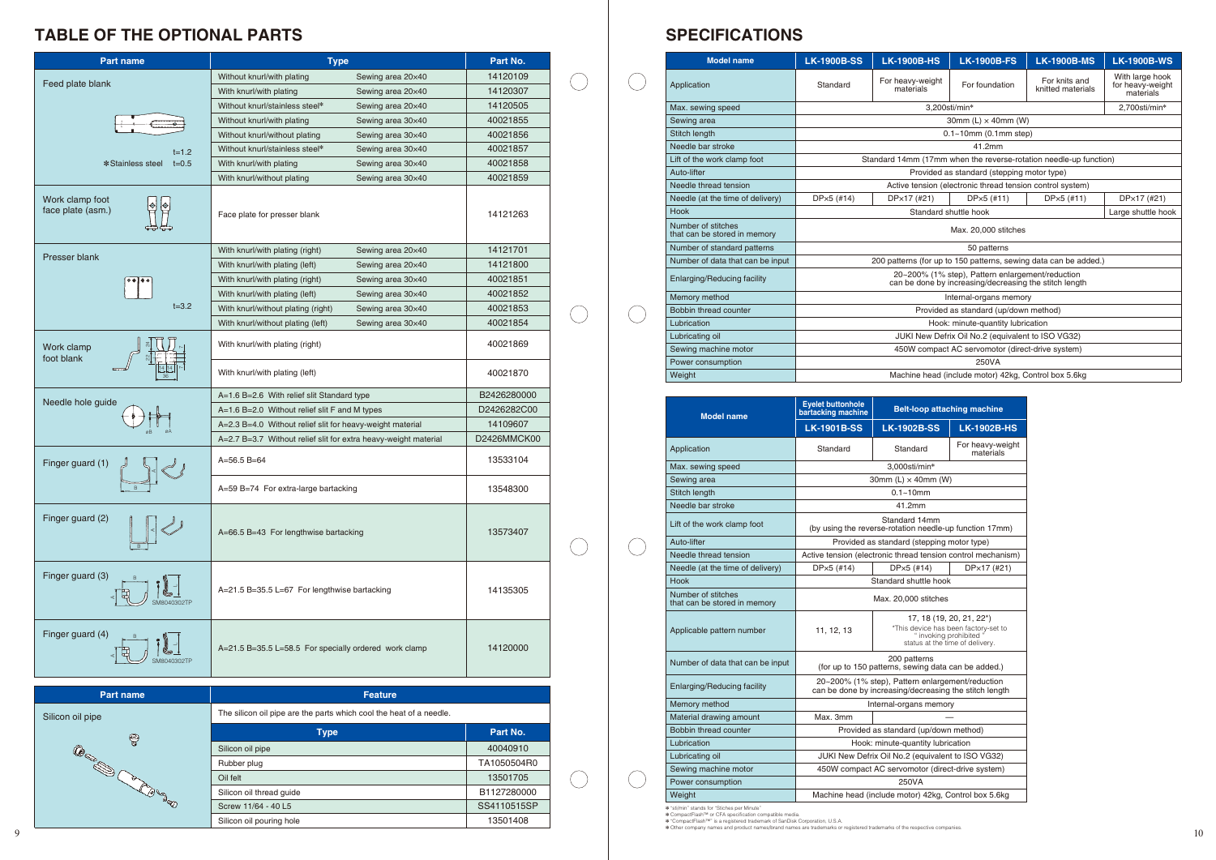## TABLE OF THE OPTIONAL PARTS

| Part name | Type | | Part No. |
|---|---|---|---|
| Feed plate blank | Without knurl/with plating | Sewing area 20×40 | 14120109 |
| | With knurl/with plating | Sewing area 20×40 | 14120307 |
| | Without knurl/stainless steel* | Sewing area 20×40 | 14120505 |
| | Without knurl/with plating | Sewing area 30×40 | 40021855 |
| | Without knurl/without plating | Sewing area 30×40 | 40021856 |
| t=1.2 | Without knurl/stainless steel* | Sewing area 30×40 | 40021857 |
| *Stainless steel t=0.5 | With knurl/with plating | Sewing area 30×40 | 40021858 |
| | With knurl/without plating | Sewing area 30×40 | 40021859 |
| Work clamp foot face plate (asm.) | Face plate for presser blank | | 14121263 |
| Presser blank | With knurl/with plating (right) | Sewing area 20×40 | 14121701 |
| | With knurl/with plating (left) | Sewing area 20×40 | 14121800 |
| | With knurl/with plating (right) | Sewing area 30×40 | 40021851 |
| | With knurl/with plating (left) | Sewing area 30×40 | 40021852 |
| t=3.2 | With knurl/without plating (right) | Sewing area 30×40 | 40021853 |
| | With knurl/without plating (left) | Sewing area 30×40 | 40021854 |
| Work clamp foot blank | With knurl/with plating (right) | | 40021869 |
| | With knurl/with plating (left) | | 40021870 |
| Needle hole guide | A=1.6 B=2.6 With relief slit Standard type | | B2426280000 |
| | A=1.6 B=2.0 Without relief slit F and M types | | D2426282C00 |
| | A=2.3 B=4.0 Without relief slit for heavy-weight material | | 14109607 |
| | A=2.7 B=3.7 Without relief slit for extra heavy-weight material | | D2426MMCK00 |
| Finger guard (1) | A=56.5 B=64 | | 13533104 |
| | A=59 B=74 For extra-large bartacking | | 13548300 |
| Finger guard (2) | A=66.5 B=43 For lengthwise bartacking | | 13573407 |
| Finger guard (3) | A=21.5 B=35.5 L=67 For lengthwise bartacking | | 14135305 |
| Finger guard (4) | A=21.5 B=35.5 L=58.5 For specially ordered work clamp | | 14120000 |

| Part name | Feature | Part No. |
|---|---|---|
| Silicon oil pipe | The silicon oil pipe are the parts which cool the heat of a needle. | |
| | **Type** | **Part No.** |
| | Silicon oil pipe | 40040910 |
| | Rubber plug | TA1050504R0 |
| | Oil felt | 13501705 |
| | Silicon oil thread guide | B1127280000 |
| | Screw 11/64 - 40 L5 | SS4110515SP |
| | Silicon oil pouring hole | 13501408 |

## SPECIFICATIONS

| Model name | LK-1900B-SS | LK-1900B-HS | LK-1900B-FS | LK-1900B-MS | LK-1900B-WS |
|---|---|---|---|---|---|
| Application | Standard | For heavy-weight materials | For foundation | For knits and knitted materials | With large hook for heavy-weight materials |
| Max. sewing speed | 3,200sti/min* | | | | 2,700sti/min* |
| Sewing area | 30mm (L) × 40mm (W) | | | | |
| Stitch length | 0.1~10mm (0.1mm step) | | | | |
| Needle bar stroke | 41.2mm | | | | |
| Lift of the work clamp foot | Standard 14mm (17mm when the reverse-rotation needle-up function) | | | | |
| Auto-lifter | Provided as standard (stepping motor type) | | | | |
| Needle thread tension | Active tension (electronic thread tension control system) | | | | |
| Needle (at the time of delivery) | DP×5 (#14) | DP×17 (#21) | DP×5 (#11) | DP×5 (#11) | DP×17 (#21) |
| Hook | Standard shuttle hook | | | | Large shuttle hook |
| Number of stitches that can be stored in memory | Max. 20,000 stitches | | | | |
| Number of standard patterns | 50 patterns | | | | |
| Number of data that can be input | 200 patterns (for up to 150 patterns, sewing data can be added.) | | | | |
| Enlarging/Reducing facility | 20~200% (1% step), Pattern enlargement/reduction can be done by increasing/decreasing the stitch length | | | | |
| Memory method | Internal-organs memory | | | | |
| Bobbin thread counter | Provided as standard (up/down method) | | | | |
| Lubrication | Hook: minute-quantity lubrication | | | | |
| Lubricating oil | JUKI New Defrix Oil No.2 (equivalent to ISO VG32) | | | | |
| Sewing machine motor | 450W compact AC servomotor (direct-drive system) | | | | |
| Power consumption | 250VA | | | | |
| Weight | Machine head (include motor) 42kg, Control box 5.6kg | | | | |

| Model name | Eyelet buttonhole bartacking machine | Belt-loop attaching machine | |
|---|---|---|---|
| | LK-1901B-SS | LK-1902B-SS | LK-1902B-HS |
| Application | Standard | Standard | For heavy-weight materials |
| Max. sewing speed | 3,000sti/min* | | |
| Sewing area | 30mm (L) × 40mm (W) | | |
| Stitch length | 0.1~10mm | | |
| Needle bar stroke | 41.2mm | | |
| Lift of the work clamp foot | Standard 14mm (by using the reverse-rotation needle-up function 17mm) | | |
| Auto-lifter | Provided as standard (stepping motor type) | | |
| Needle thread tension | Active tension (electronic thread tension control mechanism) | | |
| Needle (at the time of delivery) | DP×5 (#14) | DP×5 (#14) | DP×17 (#21) |
| Hook | Standard shuttle hook | | |
| Number of stitches that can be stored in memory | Max. 20,000 stitches | | |
| Applicable pattern number | 11, 12, 13 | 17, 18 (19, 20, 21, 22*) *This device has been factory-set to " invoking prohibited " status at the time of delivery. | |
| Number of data that can be input | 200 patterns (for up to 150 patterns, sewing data can be added.) | | |
| Enlarging/Reducing facility | 20~200% (1% step), Pattern enlargement/reduction can be done by increasing/decreasing the stitch length | | |
| Memory method | Internal-organs memory | | |
| Material drawing amount | Max. 3mm | — | |
| Bobbin thread counter | Provided as standard (up/down method) | | |
| Lubrication | Hook: minute-quantity lubrication | | |
| Lubricating oil | JUKI New Defrix Oil No.2 (equivalent to ISO VG32) | | |
| Sewing machine motor | 450W compact AC servomotor (direct-drive system) | | |
| Power consumption | 250VA | | |
| Weight | Machine head (include motor) 42kg, Control box 5.6kg | | |

* "sti/min" stands for "Stitches per Minute".
* CompactFlash™ or CFA specification compatible media.
* "CompactFlash™" is a registered trademark of SanDisk Corporation, U.S.A.
* Other company names and product names/brand names are trademarks or registered trademarks of the respective companies.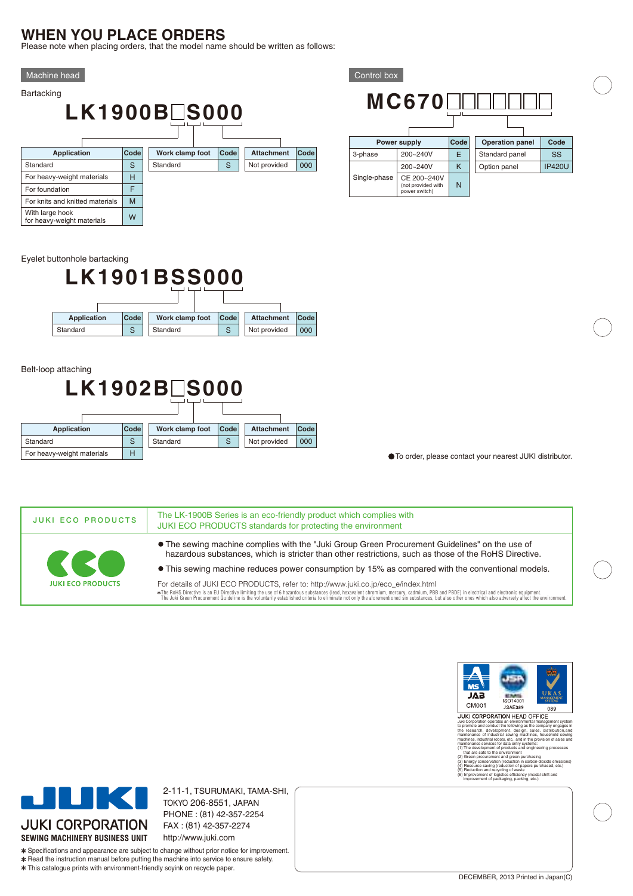# WHEN YOU PLACE ORDERS

Please note when placing orders, that the model name should be written as follows:

## Machine head

### Bartacking

**LK1900B□S000**

| Application | Code |
|---|---|
| Standard | S |
| For heavy-weight materials | H |
| For foundation | F |
| For knits and knitted materials | M |
| With large hook for heavy-weight materials | W |

| Work clamp foot | Code |
|---|---|
| Standard | S |

| Attachment | Code |
|---|---|
| Not provided | 000 |

### Eyelet buttonhole bartacking

**LK1901BSS000**

| Application | Code |
|---|---|
| Standard | S |

| Work clamp foot | Code |
|---|---|
| Standard | S |

| Attachment | Code |
|---|---|
| Not provided | 000 |

### Belt-loop attaching

**LK1902B□S000**

| Application | Code |
|---|---|
| Standard | S |
| For heavy-weight materials | H |

| Work clamp foot | Code |
|---|---|
| Standard | S |

| Attachment | Code |
|---|---|
| Not provided | 000 |

## Control box

**MC670□□□□□□□**

| Power supply | | Code |
|---|---|---|
| 3-phase | 200~240V | E |
| Single-phase | 200~240V | K |
| | CE 200~240V (not provided with power switch) | N |

| Operation panel | Code |
|---|---|
| Standard panel | SS |
| Option panel | IP420U |

● To order, please contact your nearest JUKI distributor.

---

**JUKI ECO PRODUCTS**

The LK-1900B Series is an eco-friendly product which complies with JUKI ECO PRODUCTS standards for protecting the environment

JUKI ECO PRODUCTS

- The sewing machine complies with the "Juki Group Green Procurement Guidelines" on the use of hazardous substances, which is stricter than other restrictions, such as those of the RoHS Directive.
- This sewing machine reduces power consumption by 15% as compared with the conventional models.

For details of JUKI ECO PRODUCTS, refer to: http://www.juki.co.jp/eco_e/index.html

*The RoHS Directive is an EU Directive limiting the use of 6 hazardous substances (lead, hexavalent chromium, mercury, cadmium, PBB and PBDE) in electrical and electronic equipment.
The Juki Green Procurement Guideline is the voluntarily established criteria to eliminate not only the aforementioned six substances, but also other ones which also adversely affect the environment.

---

MS JAB CM001 | JSA EMS ISO14001 JSAE389 | UKAS MANAGEMENT SYSTEMS 089

**JUKI CORPORATION HEAD OFFICE**
Juki Corporation operates an environmental management system to promote and conduct the following as the company engages in the research, development, design, sales, distribution,and maintenance of industrial sewing machines, household sewing machines, industrial robots, etc., and in the provision of sales and maintenance services for data entry systems:
(1) The development of products and engineering processes that are safe to the environment
(2) Green procurement and green purchasing
(3) Energy conservation (reduction in carbon-dioxide emissions)
(4) Resource saving (reduction of papers purchased, etc.)
(5) Reduction and recycling of waste
(6) Improvement of logistics efficiency (modal shift and improvement of packaging, packing, etc.)

**JUKI CORPORATION**
**SEWING MACHINERY BUSINESS UNIT**

2-11-1, TSURUMAKI, TAMA-SHI,
TOKYO 206-8551, JAPAN
PHONE : (81) 42-357-2254
FAX : (81) 42-357-2274
http://www.juki.com

* Specifications and appearance are subject to change without prior notice for improvement.
* Read the instruction manual before putting the machine into service to ensure safety.
* This catalogue prints with environment-friendly soyink on recycle paper.

DECEMBER, 2013 Printed in Japan(C)